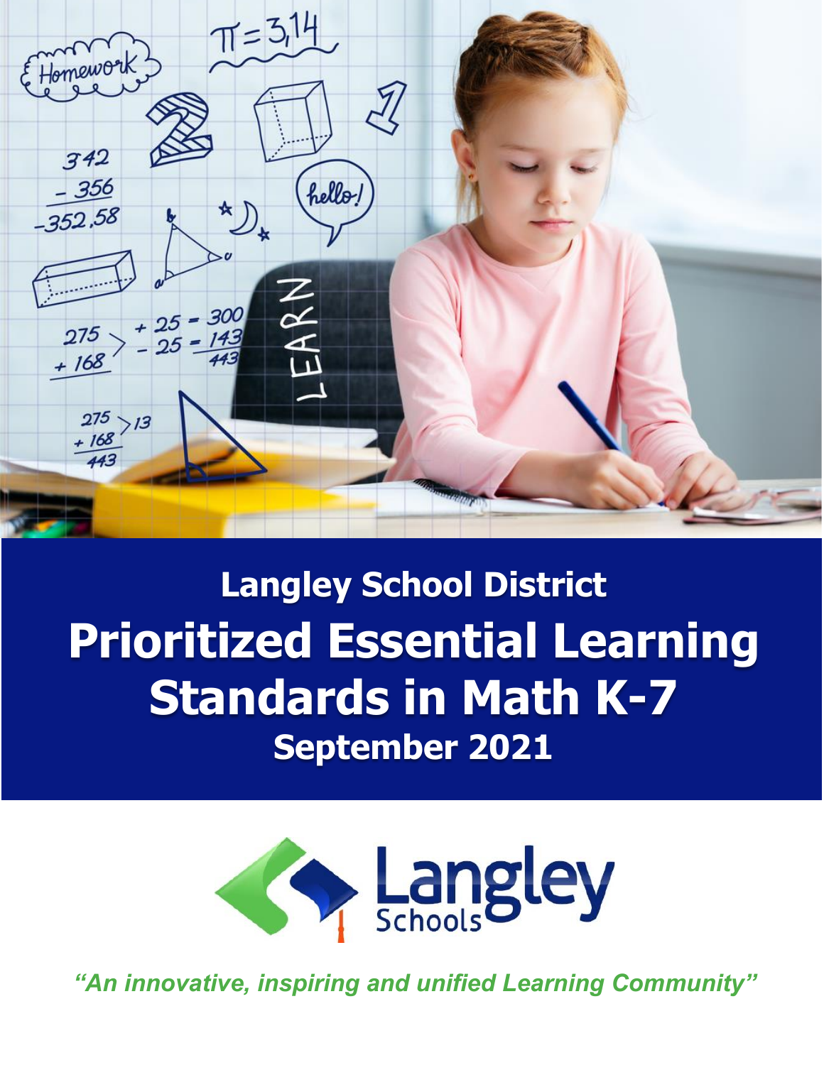# Langley School District

# Prioritized Essential Learning Standards in Math K-7

## September 2021

*"An innovative, inspiring and unified Learning Community"*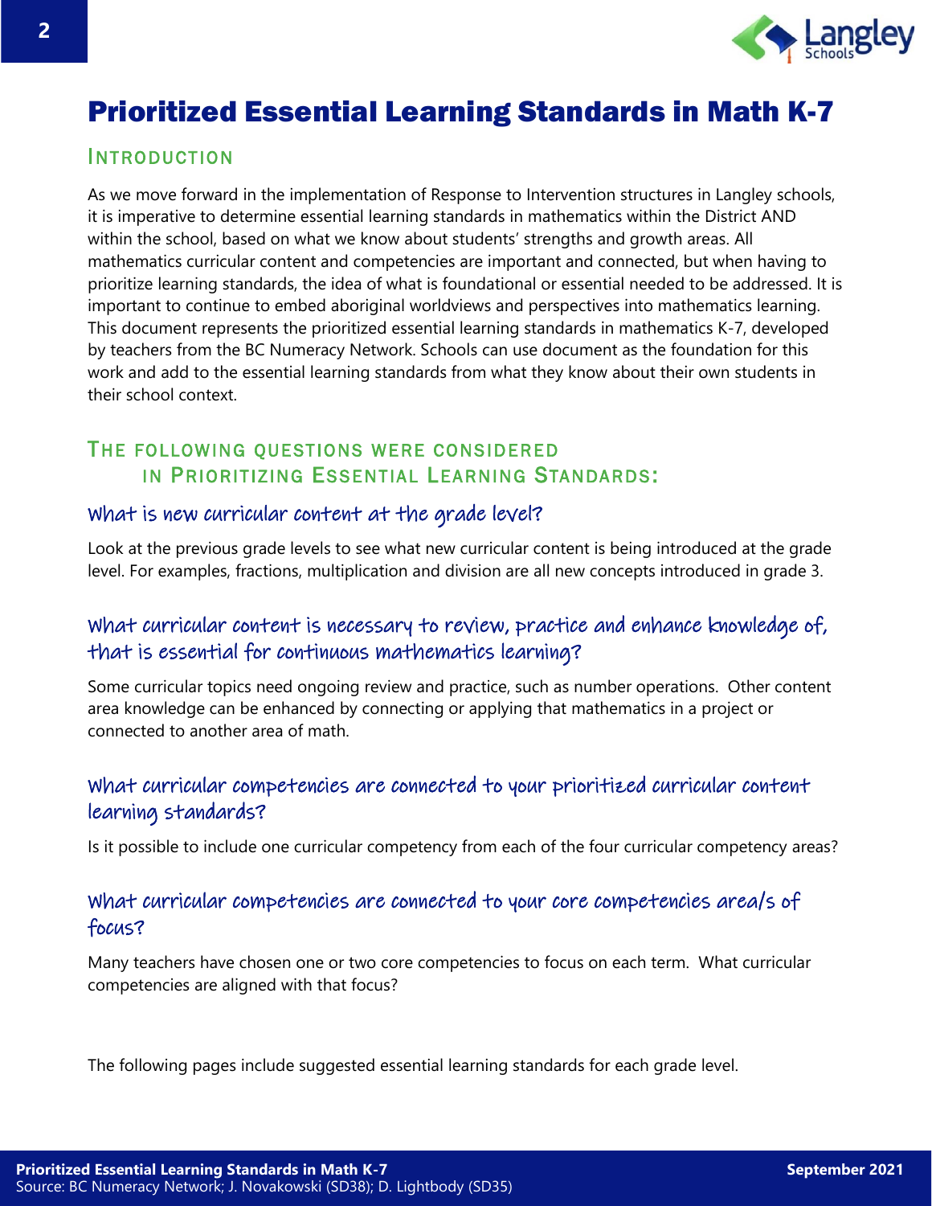# Prioritized Essential Learning Standards in Math K-7

## Introduction

As we move forward in the implementation of Response to Intervention structures in Langley schools, it is imperative to determine essential learning standards in mathematics within the District AND within the school, based on what we know about students' strengths and growth areas. All mathematics curricular content and competencies are important and connected, but when having to prioritize learning standards, the idea of what is foundational or essential needed to be addressed. It is important to continue to embed aboriginal worldviews and perspectives into mathematics learning. This document represents the prioritized essential learning standards in mathematics K-7, developed by teachers from the BC Numeracy Network. Schools can use document as the foundation for this work and add to the essential learning standards from what they know about their own students in their school context.

## The following questions were considered in Prioritizing Essential Learning Standards:

### What is new curricular content at the grade level?

Look at the previous grade levels to see what new curricular content is being introduced at the grade level. For examples, fractions, multiplication and division are all new concepts introduced in grade 3.

### What curricular content is necessary to review, practice and enhance knowledge of, that is essential for continuous mathematics learning?

Some curricular topics need ongoing review and practice, such as number operations. Other content area knowledge can be enhanced by connecting or applying that mathematics in a project or connected to another area of math.

### What curricular competencies are connected to your prioritized curricular content learning standards?

Is it possible to include one curricular competency from each of the four curricular competency areas?

### What curricular competencies are connected to your core competencies area/s of focus?

Many teachers have chosen one or two core competencies to focus on each term. What curricular competencies are aligned with that focus?

The following pages include suggested essential learning standards for each grade level.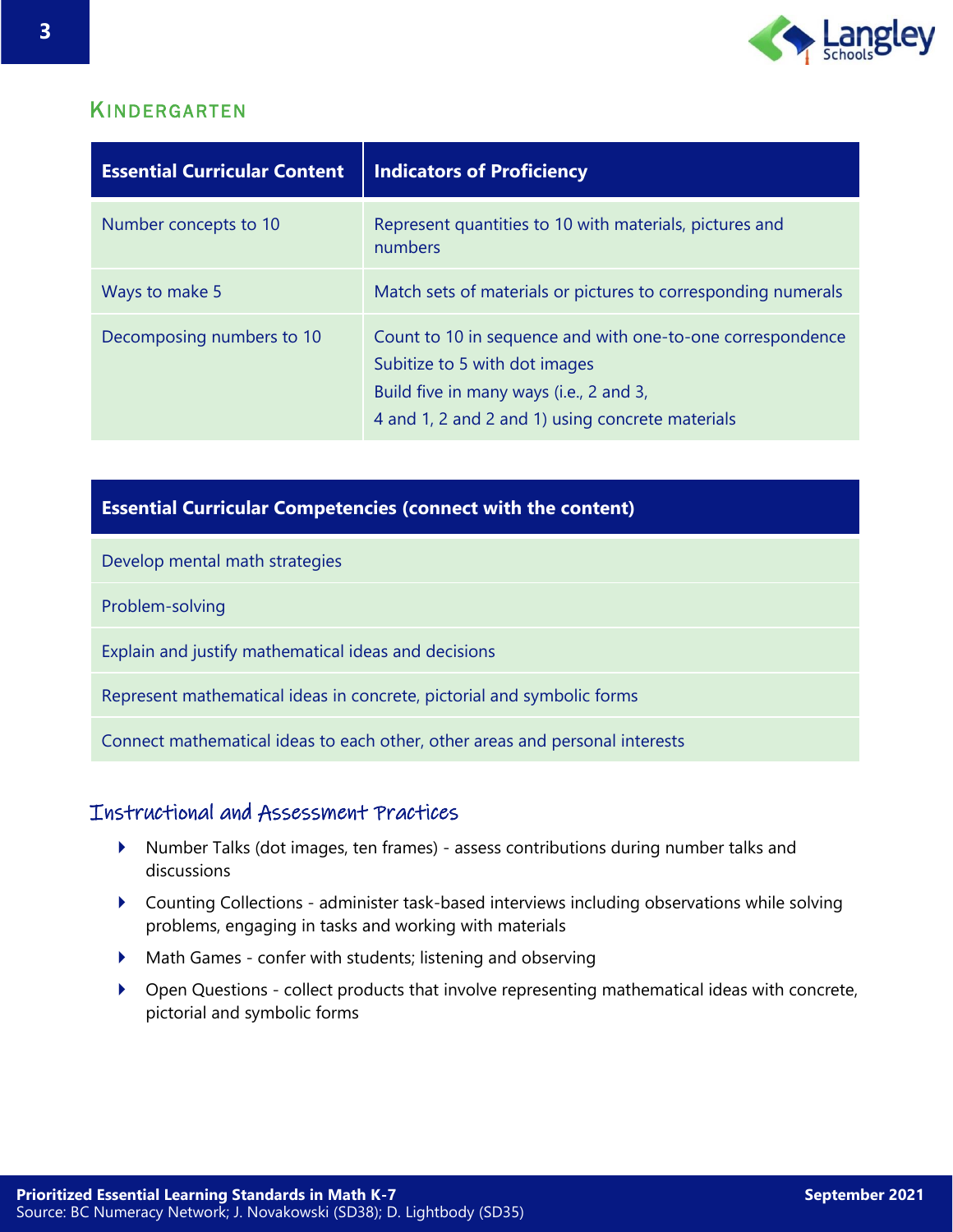## Kindergarten

| Essential Curricular Content | Indicators of Proficiency |
|---|---|
| Number concepts to 10 | Represent quantities to 10 with materials, pictures and numbers |
| Ways to make 5 | Match sets of materials or pictures to corresponding numerals |
| Decomposing numbers to 10 | Count to 10 in sequence and with one-to-one correspondence<br>Subitize to 5 with dot images<br>Build five in many ways (i.e., 2 and 3, 4 and 1, 2 and 2 and 1) using concrete materials |

| Essential Curricular Competencies (connect with the content) |
|---|
| Develop mental math strategies |
| Problem-solving |
| Explain and justify mathematical ideas and decisions |
| Represent mathematical ideas in concrete, pictorial and symbolic forms |
| Connect mathematical ideas to each other, other areas and personal interests |

### Instructional and Assessment Practices

- Number Talks (dot images, ten frames) - assess contributions during number talks and discussions
- Counting Collections - administer task-based interviews including observations while solving problems, engaging in tasks and working with materials
- Math Games - confer with students; listening and observing
- Open Questions - collect products that involve representing mathematical ideas with concrete, pictorial and symbolic forms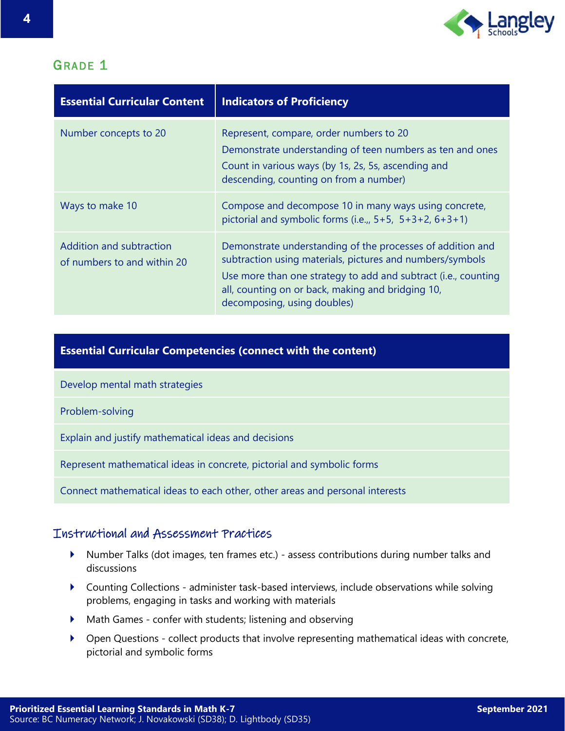## Grade 1

| Essential Curricular Content | Indicators of Proficiency |
| --- | --- |
| Number concepts to 20 | Represent, compare, order numbers to 20<br>Demonstrate understanding of teen numbers as ten and ones<br>Count in various ways (by 1s, 2s, 5s, ascending and descending, counting on from a number) |
| Ways to make 10 | Compose and decompose 10 in many ways using concrete, pictorial and symbolic forms (i.e.,, 5+5, 5+3+2, 6+3+1) |
| Addition and subtraction of numbers to and within 20 | Demonstrate understanding of the processes of addition and subtraction using materials, pictures and numbers/symbols<br>Use more than one strategy to add and subtract (i.e., counting all, counting on or back, making and bridging 10, decomposing, using doubles) |

| Essential Curricular Competencies (connect with the content) |
| --- |
| Develop mental math strategies |
| Problem-solving |
| Explain and justify mathematical ideas and decisions |
| Represent mathematical ideas in concrete, pictorial and symbolic forms |
| Connect mathematical ideas to each other, other areas and personal interests |

### Instructional and Assessment Practices

- Number Talks (dot images, ten frames etc.) - assess contributions during number talks and discussions
- Counting Collections - administer task-based interviews, include observations while solving problems, engaging in tasks and working with materials
- Math Games - confer with students; listening and observing
- Open Questions - collect products that involve representing mathematical ideas with concrete, pictorial and symbolic forms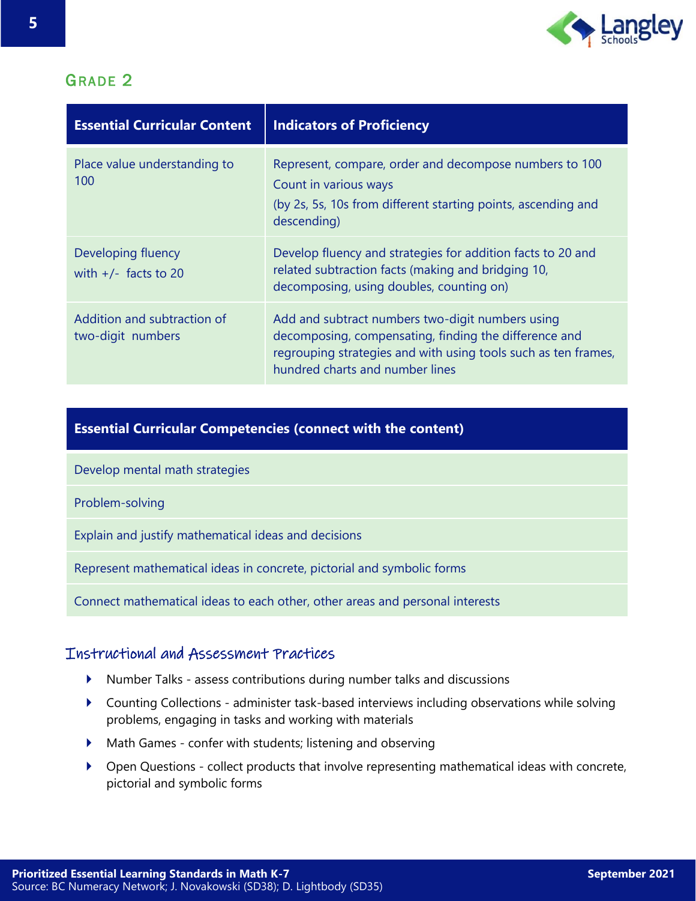## GRADE 2

| Essential Curricular Content | Indicators of Proficiency |
|---|---|
| Place value understanding to 100 | Represent, compare, order and decompose numbers to 100<br>Count in various ways<br>(by 2s, 5s, 10s from different starting points, ascending and descending) |
| Developing fluency with +/- facts to 20 | Develop fluency and strategies for addition facts to 20 and related subtraction facts (making and bridging 10, decomposing, using doubles, counting on) |
| Addition and subtraction of two-digit numbers | Add and subtract numbers two-digit numbers using decomposing, compensating, finding the difference and regrouping strategies and with using tools such as ten frames, hundred charts and number lines |

| Essential Curricular Competencies (connect with the content) |
|---|
| Develop mental math strategies |
| Problem-solving |
| Explain and justify mathematical ideas and decisions |
| Represent mathematical ideas in concrete, pictorial and symbolic forms |
| Connect mathematical ideas to each other, other areas and personal interests |

### Instructional and Assessment Practices

- Number Talks - assess contributions during number talks and discussions
- Counting Collections - administer task-based interviews including observations while solving problems, engaging in tasks and working with materials
- Math Games - confer with students; listening and observing
- Open Questions - collect products that involve representing mathematical ideas with concrete, pictorial and symbolic forms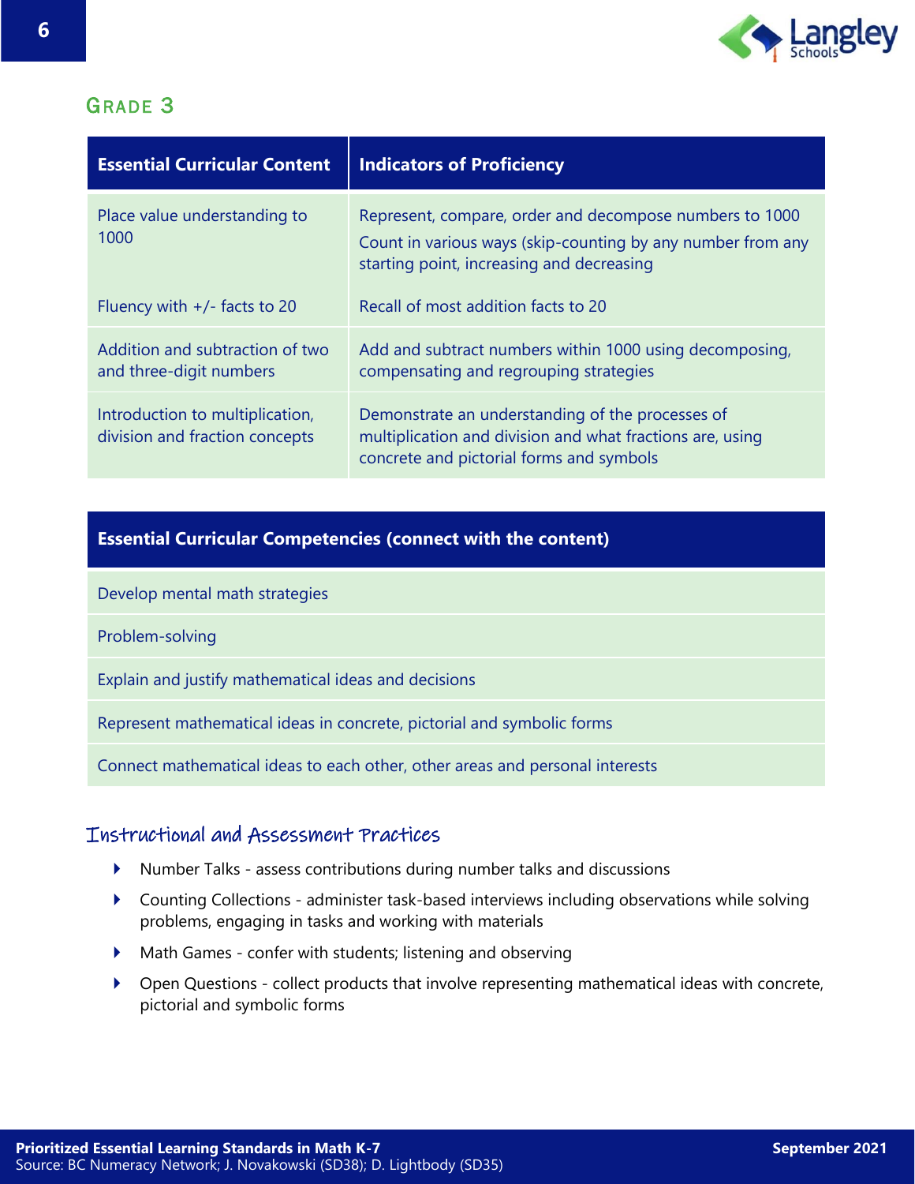## Grade 3

| Essential Curricular Content | Indicators of Proficiency |
|---|---|
| Place value understanding to 1000 | Represent, compare, order and decompose numbers to 1000<br>Count in various ways (skip-counting by any number from any starting point, increasing and decreasing |
| Fluency with +/- facts to 20 | Recall of most addition facts to 20 |
| Addition and subtraction of two and three-digit numbers | Add and subtract numbers within 1000 using decomposing, compensating and regrouping strategies |
| Introduction to multiplication, division and fraction concepts | Demonstrate an understanding of the processes of multiplication and division and what fractions are, using concrete and pictorial forms and symbols |

| Essential Curricular Competencies (connect with the content) |
|---|
| Develop mental math strategies |
| Problem-solving |
| Explain and justify mathematical ideas and decisions |
| Represent mathematical ideas in concrete, pictorial and symbolic forms |
| Connect mathematical ideas to each other, other areas and personal interests |

### Instructional and Assessment Practices

- Number Talks - assess contributions during number talks and discussions
- Counting Collections - administer task-based interviews including observations while solving problems, engaging in tasks and working with materials
- Math Games - confer with students; listening and observing
- Open Questions - collect products that involve representing mathematical ideas with concrete, pictorial and symbolic forms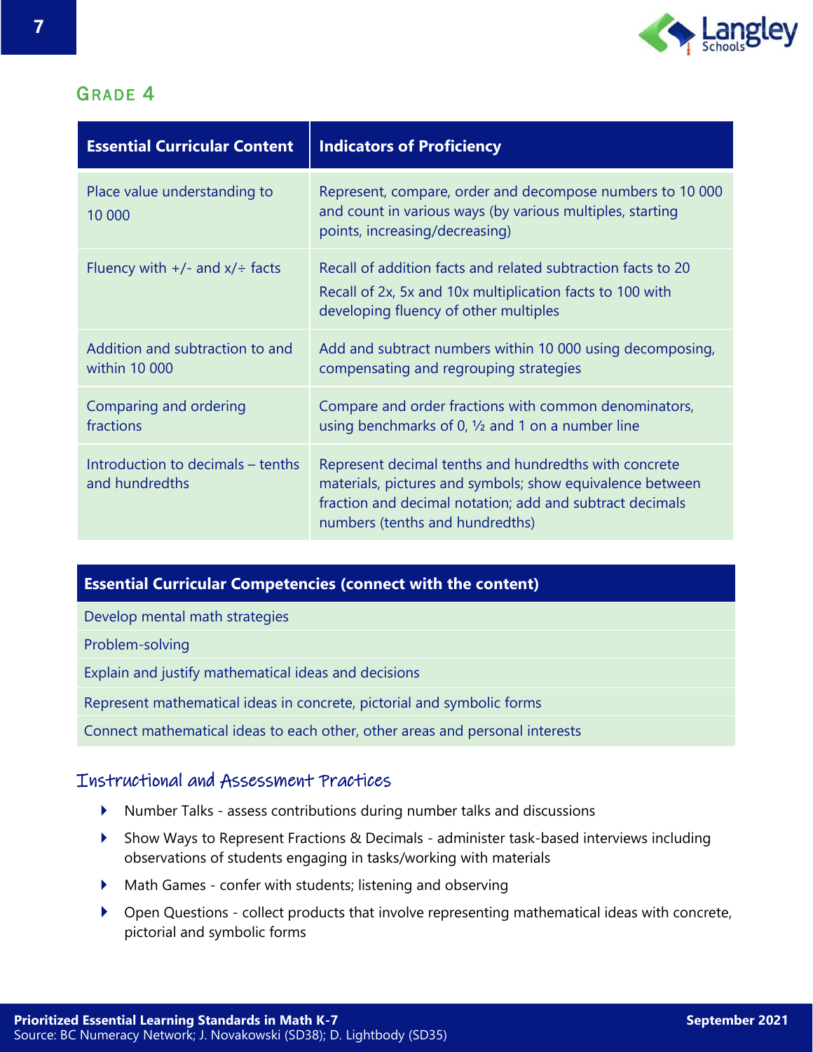## GRADE 4

| Essential Curricular Content | Indicators of Proficiency |
|---|---|
| Place value understanding to 10 000 | Represent, compare, order and decompose numbers to 10 000 and count in various ways (by various multiples, starting points, increasing/decreasing) |
| Fluency with +/- and x/÷ facts | Recall of addition facts and related subtraction facts to 20<br>Recall of 2x, 5x and 10x multiplication facts to 100 with developing fluency of other multiples |
| Addition and subtraction to and within 10 000 | Add and subtract numbers within 10 000 using decomposing, compensating and regrouping strategies |
| Comparing and ordering fractions | Compare and order fractions with common denominators, using benchmarks of 0, ½ and 1 on a number line |
| Introduction to decimals – tenths and hundredths | Represent decimal tenths and hundredths with concrete materials, pictures and symbols; show equivalence between fraction and decimal notation; add and subtract decimals numbers (tenths and hundredths) |

| Essential Curricular Competencies (connect with the content) |
|---|
| Develop mental math strategies |
| Problem-solving |
| Explain and justify mathematical ideas and decisions |
| Represent mathematical ideas in concrete, pictorial and symbolic forms |
| Connect mathematical ideas to each other, other areas and personal interests |

### Instructional and Assessment Practices

- Number Talks - assess contributions during number talks and discussions
- Show Ways to Represent Fractions & Decimals - administer task-based interviews including observations of students engaging in tasks/working with materials
- Math Games - confer with students; listening and observing
- Open Questions - collect products that involve representing mathematical ideas with concrete, pictorial and symbolic forms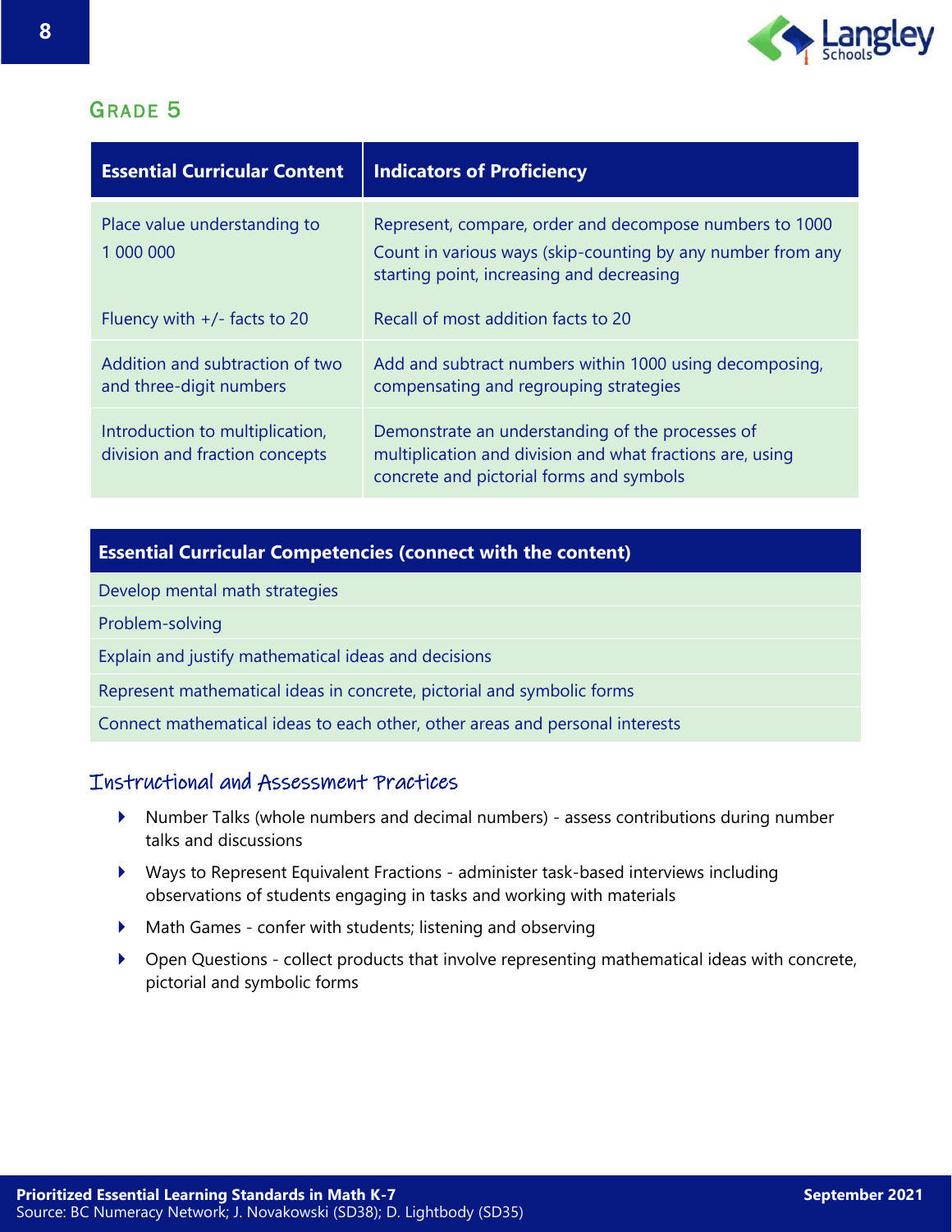## Grade 5

| Essential Curricular Content | Indicators of Proficiency |
|---|---|
| Place value understanding to 1 000 000 | Represent, compare, order and decompose numbers to 1000<br>Count in various ways (skip-counting by any number from any starting point, increasing and decreasing |
| Fluency with +/- facts to 20 | Recall of most addition facts to 20 |
| Addition and subtraction of two and three-digit numbers | Add and subtract numbers within 1000 using decomposing, compensating and regrouping strategies |
| Introduction to multiplication, division and fraction concepts | Demonstrate an understanding of the processes of multiplication and division and what fractions are, using concrete and pictorial forms and symbols |

| Essential Curricular Competencies (connect with the content) |
|---|
| Develop mental math strategies |
| Problem-solving |
| Explain and justify mathematical ideas and decisions |
| Represent mathematical ideas in concrete, pictorial and symbolic forms |
| Connect mathematical ideas to each other, other areas and personal interests |

### Instructional and Assessment Practices

- Number Talks (whole numbers and decimal numbers) - assess contributions during number talks and discussions
- Ways to Represent Equivalent Fractions - administer task-based interviews including observations of students engaging in tasks and working with materials
- Math Games - confer with students; listening and observing
- Open Questions - collect products that involve representing mathematical ideas with concrete, pictorial and symbolic forms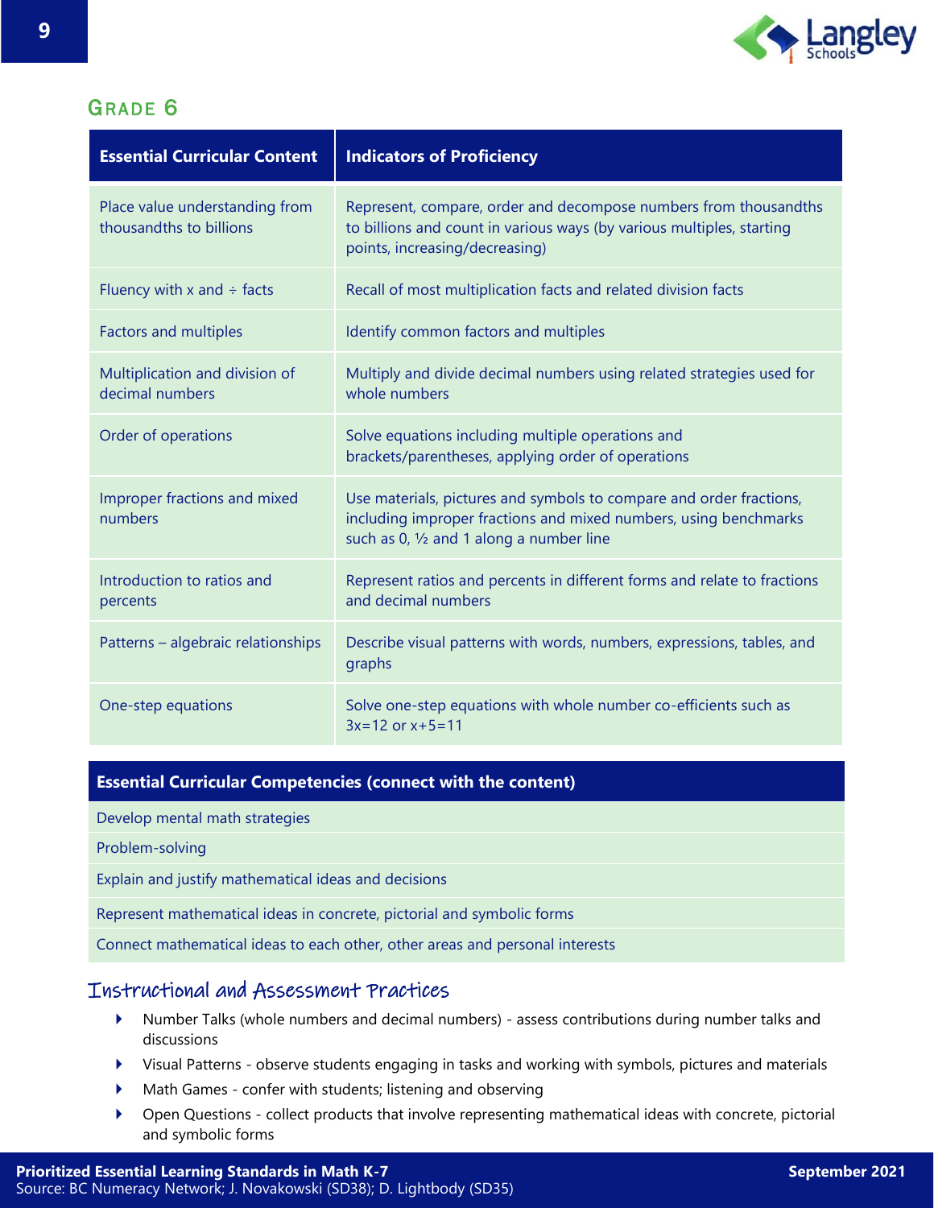## Grade 6

| Essential Curricular Content | Indicators of Proficiency |
|---|---|
| Place value understanding from thousandths to billions | Represent, compare, order and decompose numbers from thousandths to billions and count in various ways (by various multiples, starting points, increasing/decreasing) |
| Fluency with x and ÷ facts | Recall of most multiplication facts and related division facts |
| Factors and multiples | Identify common factors and multiples |
| Multiplication and division of decimal numbers | Multiply and divide decimal numbers using related strategies used for whole numbers |
| Order of operations | Solve equations including multiple operations and brackets/parentheses, applying order of operations |
| Improper fractions and mixed numbers | Use materials, pictures and symbols to compare and order fractions, including improper fractions and mixed numbers, using benchmarks such as 0, ½ and 1 along a number line |
| Introduction to ratios and percents | Represent ratios and percents in different forms and relate to fractions and decimal numbers |
| Patterns – algebraic relationships | Describe visual patterns with words, numbers, expressions, tables, and graphs |
| One-step equations | Solve one-step equations with whole number co-efficients such as $3x=12$ or $x+5=11$ |

| Essential Curricular Competencies (connect with the content) |
|---|
| Develop mental math strategies |
| Problem-solving |
| Explain and justify mathematical ideas and decisions |
| Represent mathematical ideas in concrete, pictorial and symbolic forms |
| Connect mathematical ideas to each other, other areas and personal interests |

### Instructional and Assessment Practices

- Number Talks (whole numbers and decimal numbers) - assess contributions during number talks and discussions
- Visual Patterns - observe students engaging in tasks and working with symbols, pictures and materials
- Math Games - confer with students; listening and observing
- Open Questions - collect products that involve representing mathematical ideas with concrete, pictorial and symbolic forms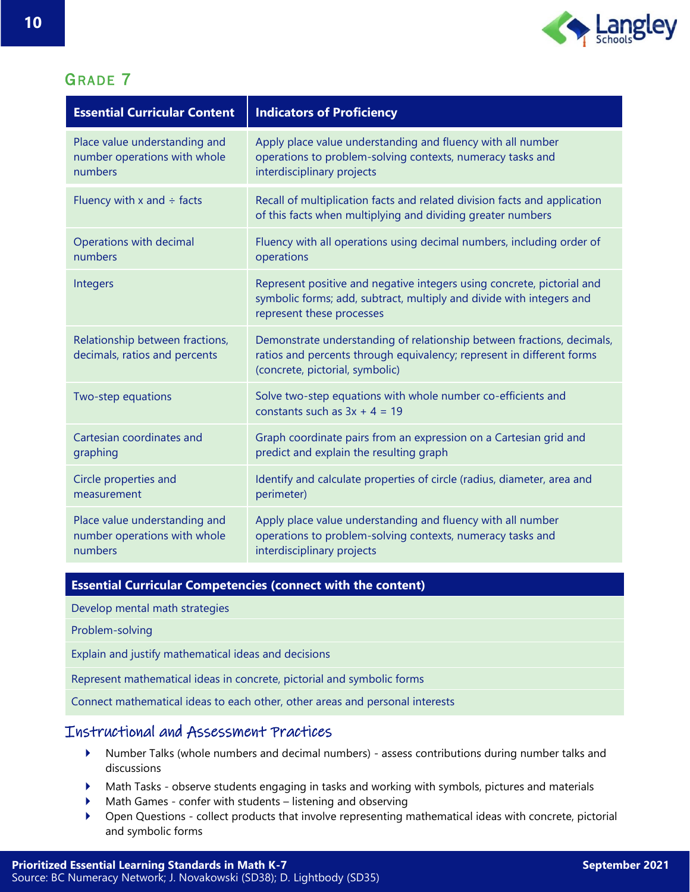## Grade 7

| Essential Curricular Content | Indicators of Proficiency |
|---|---|
| Place value understanding and number operations with whole numbers | Apply place value understanding and fluency with all number operations to problem-solving contexts, numeracy tasks and interdisciplinary projects |
| Fluency with x and ÷ facts | Recall of multiplication facts and related division facts and application of this facts when multiplying and dividing greater numbers |
| Operations with decimal numbers | Fluency with all operations using decimal numbers, including order of operations |
| Integers | Represent positive and negative integers using concrete, pictorial and symbolic forms; add, subtract, multiply and divide with integers and represent these processes |
| Relationship between fractions, decimals, ratios and percents | Demonstrate understanding of relationship between fractions, decimals, ratios and percents through equivalency; represent in different forms (concrete, pictorial, symbolic) |
| Two-step equations | Solve two-step equations with whole number co-efficients and constants such as $3x + 4 = 19$ |
| Cartesian coordinates and graphing | Graph coordinate pairs from an expression on a Cartesian grid and predict and explain the resulting graph |
| Circle properties and measurement | Identify and calculate properties of circle (radius, diameter, area and perimeter) |
| Place value understanding and number operations with whole numbers | Apply place value understanding and fluency with all number operations to problem-solving contexts, numeracy tasks and interdisciplinary projects |

| Essential Curricular Competencies (connect with the content) |
|---|
| Develop mental math strategies |
| Problem-solving |
| Explain and justify mathematical ideas and decisions |
| Represent mathematical ideas in concrete, pictorial and symbolic forms |
| Connect mathematical ideas to each other, other areas and personal interests |

### Instructional and Assessment Practices

- Number Talks (whole numbers and decimal numbers) - assess contributions during number talks and discussions
- Math Tasks - observe students engaging in tasks and working with symbols, pictures and materials
- Math Games - confer with students – listening and observing
- Open Questions - collect products that involve representing mathematical ideas with concrete, pictorial and symbolic forms